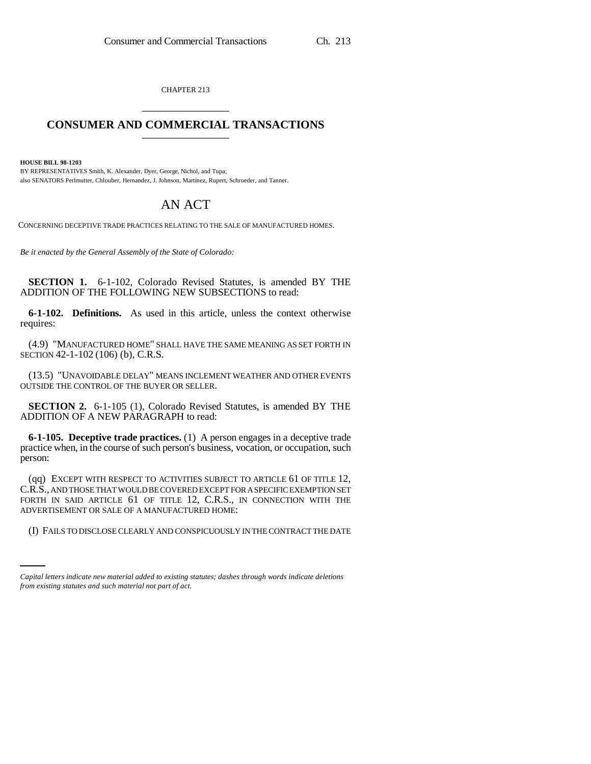CHAPTER 213

## CONSUMER AND COMMERCIAL TRANSACTIONS

**HOUSE BILL 98-1203**

BY REPRESENTATIVES Smith, K. Alexander, Dyer, George, Nichol, and Tupa;
also SENATORS Perlmutter, Chlouber, Hernandez, J. Johnson, Martinez, Rupert, Schroeder, and Tanner.

# AN ACT

CONCERNING DECEPTIVE TRADE PRACTICES RELATING TO THE SALE OF MANUFACTURED HOMES.

*Be it enacted by the General Assembly of the State of Colorado:*

**SECTION 1.** 6-1-102, Colorado Revised Statutes, is amended BY THE ADDITION OF THE FOLLOWING NEW SUBSECTIONS to read:

**6-1-102. Definitions.** As used in this article, unless the context otherwise requires:

(4.9) "MANUFACTURED HOME" SHALL HAVE THE SAME MEANING AS SET FORTH IN SECTION 42-1-102 (106) (b), C.R.S.

(13.5) "UNAVOIDABLE DELAY" MEANS INCLEMENT WEATHER AND OTHER EVENTS OUTSIDE THE CONTROL OF THE BUYER OR SELLER.

**SECTION 2.** 6-1-105 (1), Colorado Revised Statutes, is amended BY THE ADDITION OF A NEW PARAGRAPH to read:

**6-1-105. Deceptive trade practices.** (1) A person engages in a deceptive trade practice when, in the course of such person's business, vocation, or occupation, such person:

(qq) EXCEPT WITH RESPECT TO ACTIVITIES SUBJECT TO ARTICLE 61 OF TITLE 12, C.R.S., AND THOSE THAT WOULD BE COVERED EXCEPT FOR A SPECIFIC EXEMPTION SET FORTH IN SAID ARTICLE 61 OF TITLE 12, C.R.S., IN CONNECTION WITH THE ADVERTISEMENT OR SALE OF A MANUFACTURED HOME:

(I) FAILS TO DISCLOSE CLEARLY AND CONSPICUOUSLY IN THE CONTRACT THE DATE

*Capital letters indicate new material added to existing statutes; dashes through words indicate deletions from existing statutes and such material not part of act.*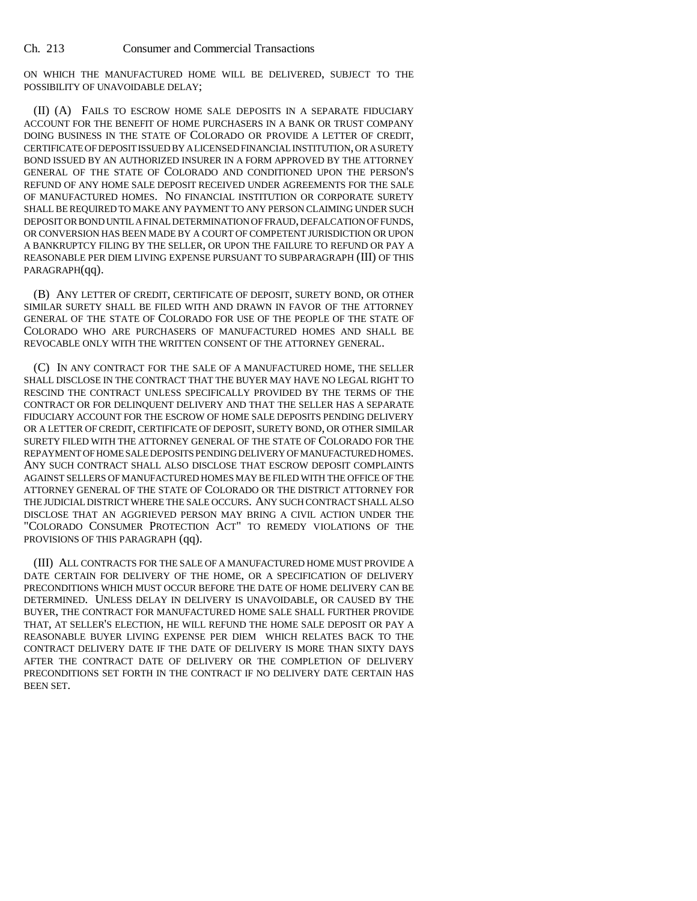ON WHICH THE MANUFACTURED HOME WILL BE DELIVERED, SUBJECT TO THE POSSIBILITY OF UNAVOIDABLE DELAY;

(II) (A) FAILS TO ESCROW HOME SALE DEPOSITS IN A SEPARATE FIDUCIARY ACCOUNT FOR THE BENEFIT OF HOME PURCHASERS IN A BANK OR TRUST COMPANY DOING BUSINESS IN THE STATE OF COLORADO OR PROVIDE A LETTER OF CREDIT, CERTIFICATE OF DEPOSIT ISSUED BY A LICENSED FINANCIAL INSTITUTION, OR A SURETY BOND ISSUED BY AN AUTHORIZED INSURER IN A FORM APPROVED BY THE ATTORNEY GENERAL OF THE STATE OF COLORADO AND CONDITIONED UPON THE PERSON'S REFUND OF ANY HOME SALE DEPOSIT RECEIVED UNDER AGREEMENTS FOR THE SALE OF MANUFACTURED HOMES. NO FINANCIAL INSTITUTION OR CORPORATE SURETY SHALL BE REQUIRED TO MAKE ANY PAYMENT TO ANY PERSON CLAIMING UNDER SUCH DEPOSIT OR BOND UNTIL A FINAL DETERMINATION OF FRAUD, DEFALCATION OF FUNDS, OR CONVERSION HAS BEEN MADE BY A COURT OF COMPETENT JURISDICTION OR UPON A BANKRUPTCY FILING BY THE SELLER, OR UPON THE FAILURE TO REFUND OR PAY A REASONABLE PER DIEM LIVING EXPENSE PURSUANT TO SUBPARAGRAPH (III) OF THIS PARAGRAPH(qq).

(B) ANY LETTER OF CREDIT, CERTIFICATE OF DEPOSIT, SURETY BOND, OR OTHER SIMILAR SURETY SHALL BE FILED WITH AND DRAWN IN FAVOR OF THE ATTORNEY GENERAL OF THE STATE OF COLORADO FOR USE OF THE PEOPLE OF THE STATE OF COLORADO WHO ARE PURCHASERS OF MANUFACTURED HOMES AND SHALL BE REVOCABLE ONLY WITH THE WRITTEN CONSENT OF THE ATTORNEY GENERAL.

(C) IN ANY CONTRACT FOR THE SALE OF A MANUFACTURED HOME, THE SELLER SHALL DISCLOSE IN THE CONTRACT THAT THE BUYER MAY HAVE NO LEGAL RIGHT TO RESCIND THE CONTRACT UNLESS SPECIFICALLY PROVIDED BY THE TERMS OF THE CONTRACT OR FOR DELINQUENT DELIVERY AND THAT THE SELLER HAS A SEPARATE FIDUCIARY ACCOUNT FOR THE ESCROW OF HOME SALE DEPOSITS PENDING DELIVERY OR A LETTER OF CREDIT, CERTIFICATE OF DEPOSIT, SURETY BOND, OR OTHER SIMILAR SURETY FILED WITH THE ATTORNEY GENERAL OF THE STATE OF COLORADO FOR THE REPAYMENT OF HOME SALE DEPOSITS PENDING DELIVERY OF MANUFACTURED HOMES. ANY SUCH CONTRACT SHALL ALSO DISCLOSE THAT ESCROW DEPOSIT COMPLAINTS AGAINST SELLERS OF MANUFACTURED HOMES MAY BE FILED WITH THE OFFICE OF THE ATTORNEY GENERAL OF THE STATE OF COLORADO OR THE DISTRICT ATTORNEY FOR THE JUDICIAL DISTRICT WHERE THE SALE OCCURS. ANY SUCH CONTRACT SHALL ALSO DISCLOSE THAT AN AGGRIEVED PERSON MAY BRING A CIVIL ACTION UNDER THE "COLORADO CONSUMER PROTECTION ACT" TO REMEDY VIOLATIONS OF THE PROVISIONS OF THIS PARAGRAPH (qq).

(III) ALL CONTRACTS FOR THE SALE OF A MANUFACTURED HOME MUST PROVIDE A DATE CERTAIN FOR DELIVERY OF THE HOME, OR A SPECIFICATION OF DELIVERY PRECONDITIONS WHICH MUST OCCUR BEFORE THE DATE OF HOME DELIVERY CAN BE DETERMINED. UNLESS DELAY IN DELIVERY IS UNAVOIDABLE, OR CAUSED BY THE BUYER, THE CONTRACT FOR MANUFACTURED HOME SALE SHALL FURTHER PROVIDE THAT, AT SELLER'S ELECTION, HE WILL REFUND THE HOME SALE DEPOSIT OR PAY A REASONABLE BUYER LIVING EXPENSE PER DIEM WHICH RELATES BACK TO THE CONTRACT DELIVERY DATE IF THE DATE OF DELIVERY IS MORE THAN SIXTY DAYS AFTER THE CONTRACT DATE OF DELIVERY OR THE COMPLETION OF DELIVERY PRECONDITIONS SET FORTH IN THE CONTRACT IF NO DELIVERY DATE CERTAIN HAS BEEN SET.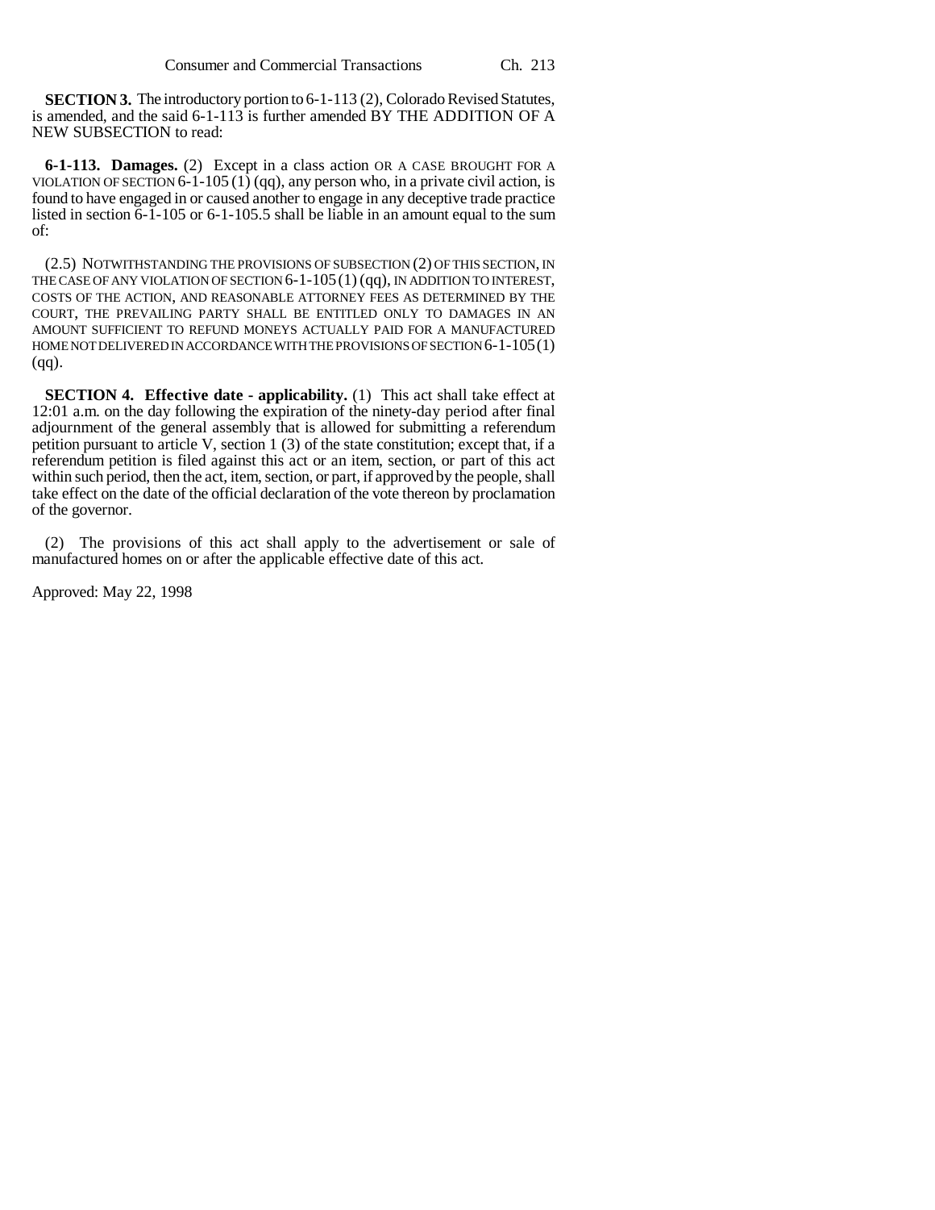**SECTION 3.** The introductory portion to 6-1-113 (2), Colorado Revised Statutes, is amended, and the said 6-1-113 is further amended BY THE ADDITION OF A NEW SUBSECTION to read:

**6-1-113. Damages.** (2) Except in a class action OR A CASE BROUGHT FOR A VIOLATION OF SECTION 6-1-105 (1) (qq), any person who, in a private civil action, is found to have engaged in or caused another to engage in any deceptive trade practice listed in section 6-1-105 or 6-1-105.5 shall be liable in an amount equal to the sum of:

(2.5) NOTWITHSTANDING THE PROVISIONS OF SUBSECTION (2) OF THIS SECTION, IN THE CASE OF ANY VIOLATION OF SECTION 6-1-105 (1) (qq), IN ADDITION TO INTEREST, COSTS OF THE ACTION, AND REASONABLE ATTORNEY FEES AS DETERMINED BY THE COURT, THE PREVAILING PARTY SHALL BE ENTITLED ONLY TO DAMAGES IN AN AMOUNT SUFFICIENT TO REFUND MONEYS ACTUALLY PAID FOR A MANUFACTURED HOME NOT DELIVERED IN ACCORDANCE WITH THE PROVISIONS OF SECTION 6-1-105 (1) (qq).

**SECTION 4. Effective date - applicability.** (1) This act shall take effect at 12:01 a.m. on the day following the expiration of the ninety-day period after final adjournment of the general assembly that is allowed for submitting a referendum petition pursuant to article V, section 1 (3) of the state constitution; except that, if a referendum petition is filed against this act or an item, section, or part of this act within such period, then the act, item, section, or part, if approved by the people, shall take effect on the date of the official declaration of the vote thereon by proclamation of the governor.

(2) The provisions of this act shall apply to the advertisement or sale of manufactured homes on or after the applicable effective date of this act.

Approved: May 22, 1998